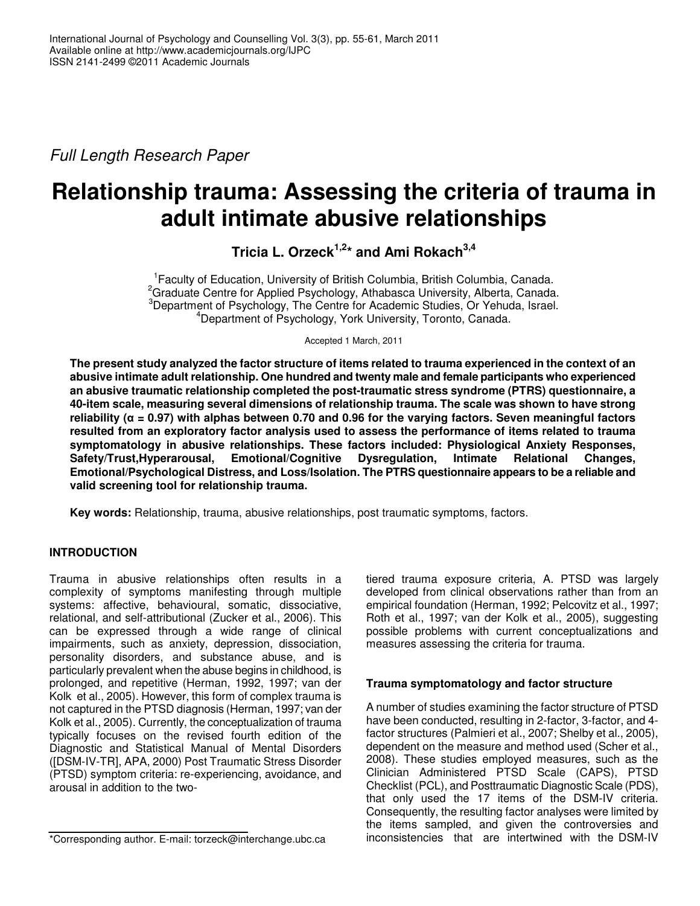*Full Length Research Paper*

# Relationship trauma: Assessing the criteria of trauma in adult intimate abusive relationships

**Tricia L. Orzeck[1,2]* and Ami Rokach[3,4]**

[1]Faculty of Education, University of British Columbia, British Columbia, Canada.
[2]Graduate Centre for Applied Psychology, Athabasca University, Alberta, Canada.
[3]Department of Psychology, The Centre for Academic Studies, Or Yehuda, Israel.
[4]Department of Psychology, York University, Toronto, Canada.

Accepted 1 March, 2011

**The present study analyzed the factor structure of items related to trauma experienced in the context of an abusive intimate adult relationship. One hundred and twenty male and female participants who experienced an abusive traumatic relationship completed the post-traumatic stress syndrome (PTRS) questionnaire, a 40-item scale, measuring several dimensions of relationship trauma. The scale was shown to have strong reliability (α = 0.97) with alphas between 0.70 and 0.96 for the varying factors. Seven meaningful factors resulted from an exploratory factor analysis used to assess the performance of items related to trauma symptomatology in abusive relationships. These factors included: Physiological Anxiety Responses, Safety/Trust, Hyperarousal, Emotional/Cognitive Dysregulation, Intimate Relational Changes, Emotional/Psychological Distress, and Loss/Isolation. The PTRS questionnaire appears to be a reliable and valid screening tool for relationship trauma.**

**Key words:** Relationship, trauma, abusive relationships, post traumatic symptoms, factors.

## INTRODUCTION

Trauma in abusive relationships often results in a complexity of symptoms manifesting through multiple systems: affective, behavioural, somatic, dissociative, relational, and self-attributional (Zucker et al., 2006). This can be expressed through a wide range of clinical impairments, such as anxiety, depression, dissociation, personality disorders, and substance abuse, and is particularly prevalent when the abuse begins in childhood, is prolonged, and repetitive (Herman, 1992, 1997; van der Kolk et al., 2005). However, this form of complex trauma is not captured in the PTSD diagnosis (Herman, 1997; van der Kolk et al., 2005). Currently, the conceptualization of trauma typically focuses on the revised fourth edition of the Diagnostic and Statistical Manual of Mental Disorders ([DSM-IV-TR], APA, 2000) Post Traumatic Stress Disorder (PTSD) symptom criteria: re-experiencing, avoidance, and arousal in addition to the two-tiered trauma exposure criteria, A. PTSD was largely developed from clinical observations rather than from an empirical foundation (Herman, 1992; Pelcovitz et al., 1997; Roth et al., 1997; van der Kolk et al., 2005), suggesting possible problems with current conceptualizations and measures assessing the criteria for trauma.

### Trauma symptomatology and factor structure

A number of studies examining the factor structure of PTSD have been conducted, resulting in 2-factor, 3-factor, and 4-factor structures (Palmieri et al., 2007; Shelby et al., 2005), dependent on the measure and method used (Scher et al., 2008). These studies employed measures, such as the Clinician Administered PTSD Scale (CAPS), PTSD Checklist (PCL), and Posttraumatic Diagnostic Scale (PDS), that only used the 17 items of the DSM-IV criteria. Consequently, the resulting factor analyses were limited by the items sampled, and given the controversies and inconsistencies that are intertwined with the DSM-IV

*Corresponding author. E-mail: torzeck@interchange.ubc.ca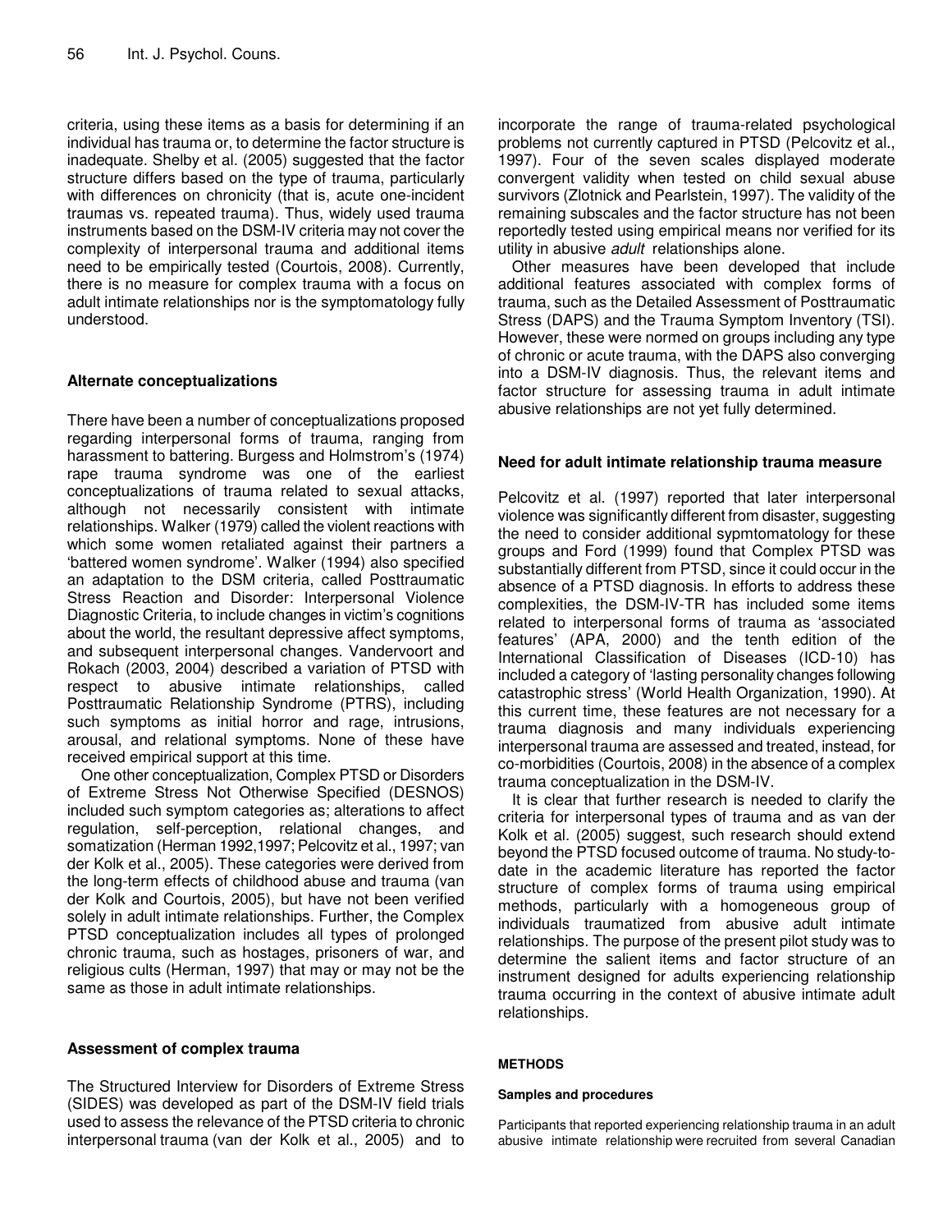criteria, using these items as a basis for determining if an individual has trauma or, to determine the factor structure is inadequate. Shelby et al. (2005) suggested that the factor structure differs based on the type of trauma, particularly with differences on chronicity (that is, acute one-incident traumas vs. repeated trauma). Thus, widely used trauma instruments based on the DSM-IV criteria may not cover the complexity of interpersonal trauma and additional items need to be empirically tested (Courtois, 2008). Currently, there is no measure for complex trauma with a focus on adult intimate relationships nor is the symptomatology fully understood.

### Alternate conceptualizations

There have been a number of conceptualizations proposed regarding interpersonal forms of trauma, ranging from harassment to battering. Burgess and Holmstrom's (1974) rape trauma syndrome was one of the earliest conceptualizations of trauma related to sexual attacks, although not necessarily consistent with intimate relationships. Walker (1979) called the violent reactions with which some women retaliated against their partners a 'battered women syndrome'. Walker (1994) also specified an adaptation to the DSM criteria, called Posttraumatic Stress Reaction and Disorder: Interpersonal Violence Diagnostic Criteria, to include changes in victim's cognitions about the world, the resultant depressive affect symptoms, and subsequent interpersonal changes. Vandervoort and Rokach (2003, 2004) described a variation of PTSD with respect to abusive intimate relationships, called Posttraumatic Relationship Syndrome (PTRS), including such symptoms as initial horror and rage, intrusions, arousal, and relational symptoms. None of these have received empirical support at this time.

One other conceptualization, Complex PTSD or Disorders of Extreme Stress Not Otherwise Specified (DESNOS) included such symptom categories as; alterations to affect regulation, self-perception, relational changes, and somatization (Herman 1992,1997; Pelcovitz et al., 1997; van der Kolk et al., 2005). These categories were derived from the long-term effects of childhood abuse and trauma (van der Kolk and Courtois, 2005), but have not been verified solely in adult intimate relationships. Further, the Complex PTSD conceptualization includes all types of prolonged chronic trauma, such as hostages, prisoners of war, and religious cults (Herman, 1997) that may or may not be the same as those in adult intimate relationships.

### Assessment of complex trauma

The Structured Interview for Disorders of Extreme Stress (SIDES) was developed as part of the DSM-IV field trials used to assess the relevance of the PTSD criteria to chronic interpersonal trauma (van der Kolk et al., 2005) and to incorporate the range of trauma-related psychological problems not currently captured in PTSD (Pelcovitz et al., 1997). Four of the seven scales displayed moderate convergent validity when tested on child sexual abuse survivors (Zlotnick and Pearlstein, 1997). The validity of the remaining subscales and the factor structure has not been reportedly tested using empirical means nor verified for its utility in abusive *adult* relationships alone.

Other measures have been developed that include additional features associated with complex forms of trauma, such as the Detailed Assessment of Posttraumatic Stress (DAPS) and the Trauma Symptom Inventory (TSI). However, these were normed on groups including any type of chronic or acute trauma, with the DAPS also converging into a DSM-IV diagnosis. Thus, the relevant items and factor structure for assessing trauma in adult intimate abusive relationships are not yet fully determined.

### Need for adult intimate relationship trauma measure

Pelcovitz et al. (1997) reported that later interpersonal violence was significantly different from disaster, suggesting the need to consider additional sypmtomatology for these groups and Ford (1999) found that Complex PTSD was substantially different from PTSD, since it could occur in the absence of a PTSD diagnosis. In efforts to address these complexities, the DSM-IV-TR has included some items related to interpersonal forms of trauma as 'associated features' (APA, 2000) and the tenth edition of the International Classification of Diseases (ICD-10) has included a category of 'lasting personality changes following catastrophic stress' (World Health Organization, 1990). At this current time, these features are not necessary for a trauma diagnosis and many individuals experiencing interpersonal trauma are assessed and treated, instead, for co-morbidities (Courtois, 2008) in the absence of a complex trauma conceptualization in the DSM-IV.

It is clear that further research is needed to clarify the criteria for interpersonal types of trauma and as van der Kolk et al. (2005) suggest, such research should extend beyond the PTSD focused outcome of trauma. No study-to-date in the academic literature has reported the factor structure of complex forms of trauma using empirical methods, particularly with a homogeneous group of individuals traumatized from abusive adult intimate relationships. The purpose of the present pilot study was to determine the salient items and factor structure of an instrument designed for adults experiencing relationship trauma occurring in the context of abusive intimate adult relationships.

## METHODS

#### Samples and procedures

Participants that reported experiencing relationship trauma in an adult abusive intimate relationship were recruited from several Canadian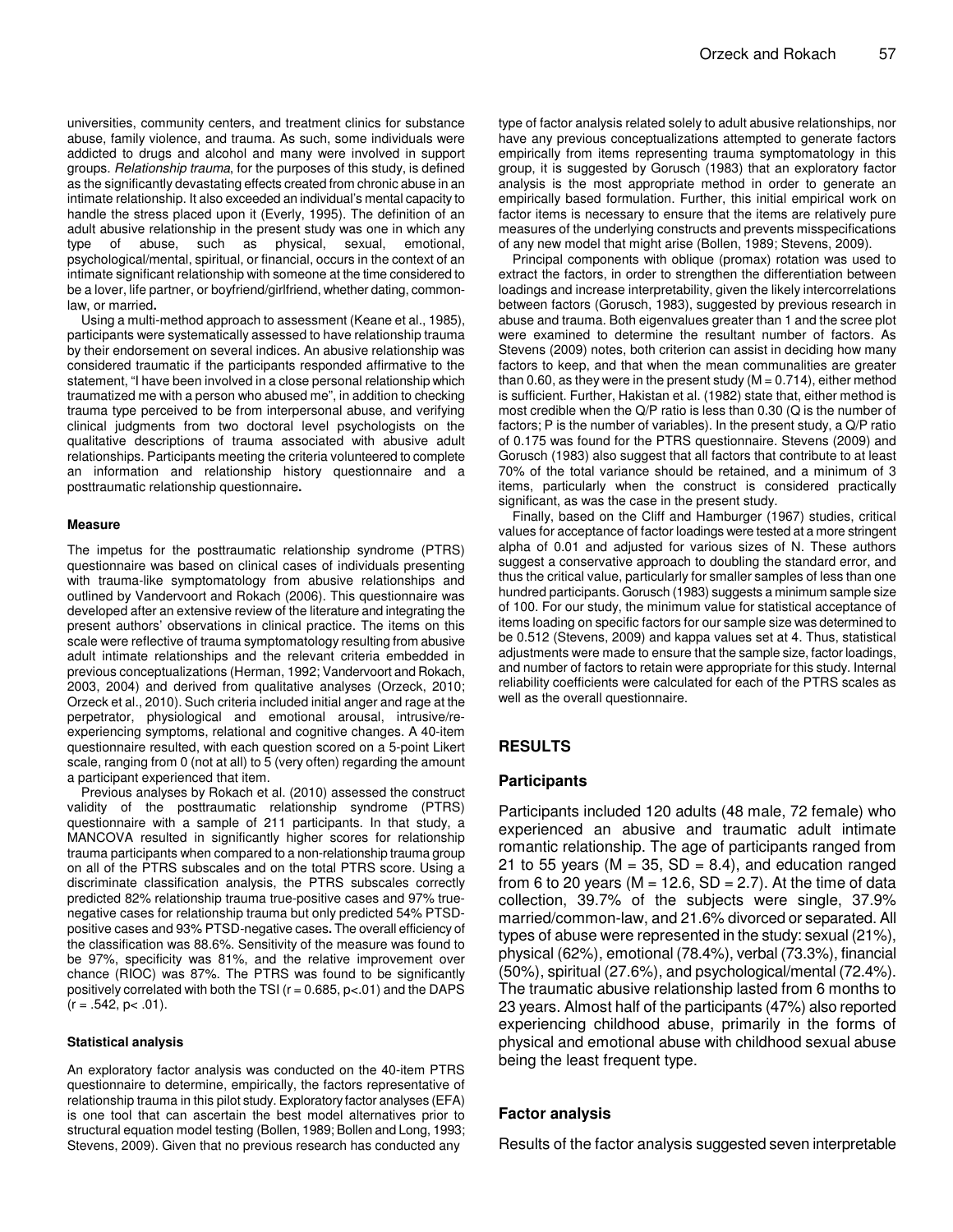universities, community centers, and treatment clinics for substance abuse, family violence, and trauma. As such, some individuals were addicted to drugs and alcohol and many were involved in support groups. *Relationship trauma*, for the purposes of this study, is defined as the significantly devastating effects created from chronic abuse in an intimate relationship. It also exceeded an individual's mental capacity to handle the stress placed upon it (Everly, 1995). The definition of an adult abusive relationship in the present study was one in which any type of abuse, such as physical, sexual, emotional, psychological/mental, spiritual, or financial, occurs in the context of an intimate significant relationship with someone at the time considered to be a lover, life partner, or boyfriend/girlfriend, whether dating, common-law, or married**.**

Using a multi-method approach to assessment (Keane et al., 1985), participants were systematically assessed to have relationship trauma by their endorsement on several indices. An abusive relationship was considered traumatic if the participants responded affirmative to the statement, "I have been involved in a close personal relationship which traumatized me with a person who abused me", in addition to checking trauma type perceived to be from interpersonal abuse, and verifying clinical judgments from two doctoral level psychologists on the qualitative descriptions of trauma associated with abusive adult relationships. Participants meeting the criteria volunteered to complete an information and relationship history questionnaire and a posttraumatic relationship questionnaire**.**

#### Measure

The impetus for the posttraumatic relationship syndrome (PTRS) questionnaire was based on clinical cases of individuals presenting with trauma-like symptomatology from abusive relationships and outlined by Vandervoort and Rokach (2006). This questionnaire was developed after an extensive review of the literature and integrating the present authors' observations in clinical practice. The items on this scale were reflective of trauma symptomatology resulting from abusive adult intimate relationships and the relevant criteria embedded in previous conceptualizations (Herman, 1992; Vandervoort and Rokach, 2003, 2004) and derived from qualitative analyses (Orzeck, 2010; Orzeck et al., 2010). Such criteria included initial anger and rage at the perpetrator, physiological and emotional arousal, intrusive/re-experiencing symptoms, relational and cognitive changes. A 40-item questionnaire resulted, with each question scored on a 5-point Likert scale, ranging from 0 (not at all) to 5 (very often) regarding the amount a participant experienced that item.

Previous analyses by Rokach et al. (2010) assessed the construct validity of the posttraumatic relationship syndrome (PTRS) questionnaire with a sample of 211 participants. In that study, a MANCOVA resulted in significantly higher scores for relationship trauma participants when compared to a non-relationship trauma group on all of the PTRS subscales and on the total PTRS score. Using a discriminate classification analysis, the PTRS subscales correctly predicted 82% relationship trauma true-positive cases and 97% true-negative cases for relationship trauma but only predicted 54% PTSD-positive cases and 93% PTSD-negative cases**.** The overall efficiency of the classification was 88.6%. Sensitivity of the measure was found to be 97%, specificity was 81%, and the relative improvement over chance (RIOC) was 87%. The PTRS was found to be significantly positively correlated with both the TSI ($r = 0.685$, $p<.01$) and the DAPS ($r = .542$, $p< .01$).

#### Statistical analysis

An exploratory factor analysis was conducted on the 40-item PTRS questionnaire to determine, empirically, the factors representative of relationship trauma in this pilot study. Exploratory factor analyses (EFA) is one tool that can ascertain the best model alternatives prior to structural equation model testing (Bollen, 1989; Bollen and Long, 1993; Stevens, 2009). Given that no previous research has conducted any type of factor analysis related solely to adult abusive relationships, nor have any previous conceptualizations attempted to generate factors empirically from items representing trauma symptomatology in this group, it is suggested by Gorusch (1983) that an exploratory factor analysis is the most appropriate method in order to generate an empirically based formulation. Further, this initial empirical work on factor items is necessary to ensure that the items are relatively pure measures of the underlying constructs and prevents misspecifications of any new model that might arise (Bollen, 1989; Stevens, 2009).

Principal components with oblique (promax) rotation was used to extract the factors, in order to strengthen the differentiation between loadings and increase interpretability, given the likely intercorrelations between factors (Gorusch, 1983), suggested by previous research in abuse and trauma. Both eigenvalues greater than 1 and the scree plot were examined to determine the resultant number of factors. As Stevens (2009) notes, both criterion can assist in deciding how many factors to keep, and that when the mean communalities are greater than 0.60, as they were in the present study ($M = 0.714$), either method is sufficient. Further, Hakistan et al. (1982) state that, either method is most credible when the Q/P ratio is less than 0.30 (Q is the number of factors; P is the number of variables). In the present study, a Q/P ratio of 0.175 was found for the PTRS questionnaire. Stevens (2009) and Gorusch (1983) also suggest that all factors that contribute to at least 70% of the total variance should be retained, and a minimum of 3 items, particularly when the construct is considered practically significant, as was the case in the present study.

Finally, based on the Cliff and Hamburger (1967) studies, critical values for acceptance of factor loadings were tested at a more stringent alpha of 0.01 and adjusted for various sizes of N. These authors suggest a conservative approach to doubling the standard error, and thus the critical value, particularly for smaller samples of less than one hundred participants. Gorusch (1983) suggests a minimum sample size of 100. For our study, the minimum value for statistical acceptance of items loading on specific factors for our sample size was determined to be 0.512 (Stevens, 2009) and kappa values set at 4. Thus, statistical adjustments were made to ensure that the sample size, factor loadings, and number of factors to retain were appropriate for this study. Internal reliability coefficients were calculated for each of the PTRS scales as well as the overall questionnaire.

## RESULTS

### Participants

Participants included 120 adults (48 male, 72 female) who experienced an abusive and traumatic adult intimate romantic relationship. The age of participants ranged from 21 to 55 years ($M = 35$, $SD = 8.4$), and education ranged from 6 to 20 years ($M = 12.6$, $SD = 2.7$). At the time of data collection, 39.7% of the subjects were single, 37.9% married/common-law, and 21.6% divorced or separated. All types of abuse were represented in the study: sexual (21%), physical (62%), emotional (78.4%), verbal (73.3%), financial (50%), spiritual (27.6%), and psychological/mental (72.4%). The traumatic abusive relationship lasted from 6 months to 23 years. Almost half of the participants (47%) also reported experiencing childhood abuse, primarily in the forms of physical and emotional abuse with childhood sexual abuse being the least frequent type.

### Factor analysis

Results of the factor analysis suggested seven interpretable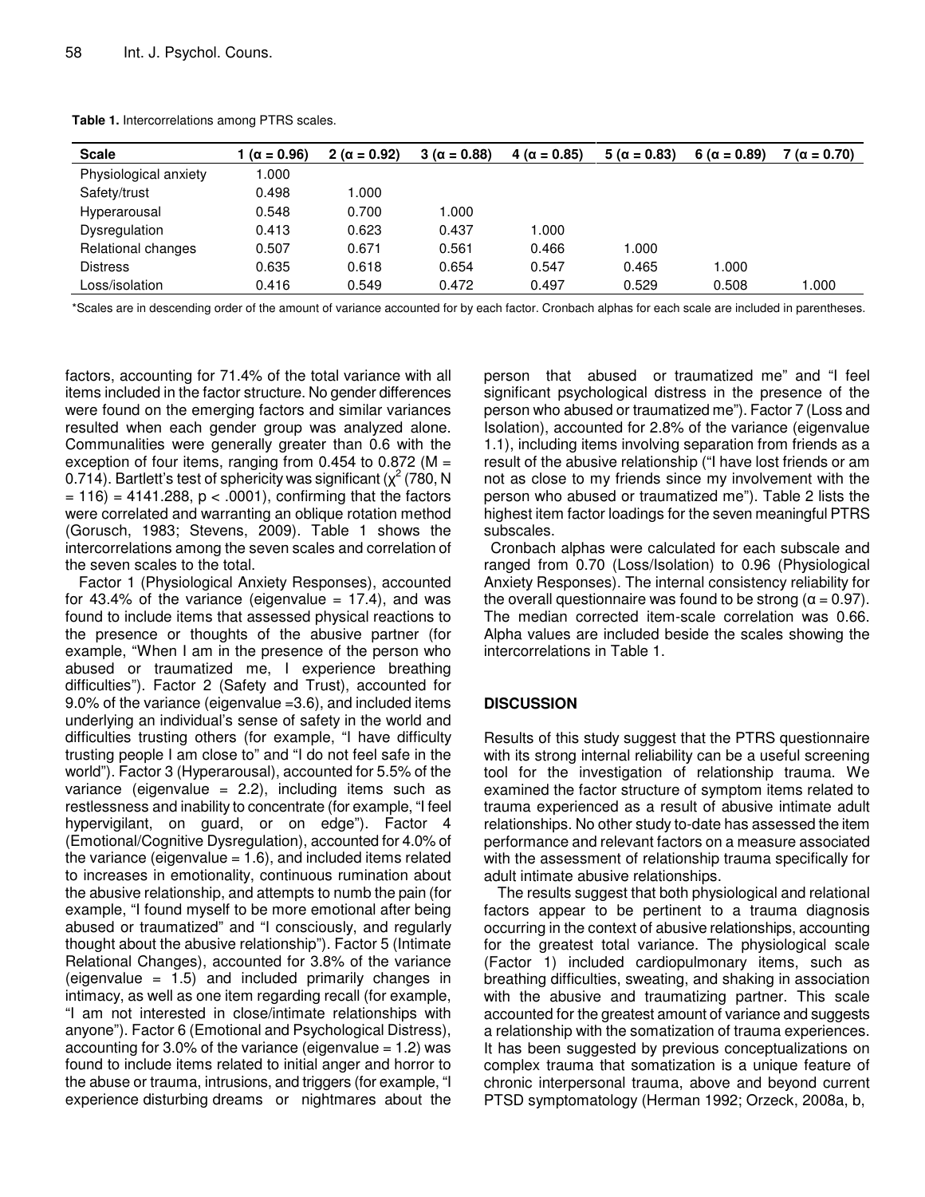**Table 1.** Intercorrelations among PTRS scales.

| Scale | 1 (α = 0.96) | 2 (α = 0.92) | 3 (α = 0.88) | 4 (α = 0.85) | 5 (α = 0.83) | 6 (α = 0.89) | 7 (α = 0.70) |
|---|---|---|---|---|---|---|---|
| Physiological anxiety | 1.000 | | | | | | |
| Safety/trust | 0.498 | 1.000 | | | | | |
| Hyperarousal | 0.548 | 0.700 | 1.000 | | | | |
| Dysregulation | 0.413 | 0.623 | 0.437 | 1.000 | | | |
| Relational changes | 0.507 | 0.671 | 0.561 | 0.466 | 1.000 | | |
| Distress | 0.635 | 0.618 | 0.654 | 0.547 | 0.465 | 1.000 | |
| Loss/isolation | 0.416 | 0.549 | 0.472 | 0.497 | 0.529 | 0.508 | 1.000 |

*Scales are in descending order of the amount of variance accounted for by each factor. Cronbach alphas for each scale are included in parentheses.

factors, accounting for 71.4% of the total variance with all items included in the factor structure. No gender differences were found on the emerging factors and similar variances resulted when each gender group was analyzed alone. Communalities were generally greater than 0.6 with the exception of four items, ranging from 0.454 to 0.872 (M = 0.714). Bartlett's test of sphericity was significant ($\chi^2$ (780, N = 116) = 4141.288, p < .0001), confirming that the factors were correlated and warranting an oblique rotation method (Gorusch, 1983; Stevens, 2009). Table 1 shows the intercorrelations among the seven scales and correlation of the seven scales to the total.

Factor 1 (Physiological Anxiety Responses), accounted for 43.4% of the variance (eigenvalue = 17.4), and was found to include items that assessed physical reactions to the presence or thoughts of the abusive partner (for example, "When I am in the presence of the person who abused or traumatized me, I experience breathing difficulties"). Factor 2 (Safety and Trust), accounted for 9.0% of the variance (eigenvalue =3.6), and included items underlying an individual's sense of safety in the world and difficulties trusting others (for example, "I have difficulty trusting people I am close to" and "I do not feel safe in the world"). Factor 3 (Hyperarousal), accounted for 5.5% of the variance (eigenvalue = 2.2), including items such as restlessness and inability to concentrate (for example, "I feel hypervigilant, on guard, or on edge"). Factor 4 (Emotional/Cognitive Dysregulation), accounted for 4.0% of the variance (eigenvalue = 1.6), and included items related to increases in emotionality, continuous rumination about the abusive relationship, and attempts to numb the pain (for example, "I found myself to be more emotional after being abused or traumatized" and "I consciously, and regularly thought about the abusive relationship"). Factor 5 (Intimate Relational Changes), accounted for 3.8% of the variance (eigenvalue = 1.5) and included primarily changes in intimacy, as well as one item regarding recall (for example, "I am not interested in close/intimate relationships with anyone"). Factor 6 (Emotional and Psychological Distress), accounting for 3.0% of the variance (eigenvalue = 1.2) was found to include items related to initial anger and horror to the abuse or trauma, intrusions, and triggers (for example, "I experience disturbing dreams or nightmares about the person that abused or traumatized me" and "I feel significant psychological distress in the presence of the person who abused or traumatized me"). Factor 7 (Loss and Isolation), accounted for 2.8% of the variance (eigenvalue 1.1), including items involving separation from friends as a result of the abusive relationship ("I have lost friends or am not as close to my friends since my involvement with the person who abused or traumatized me"). Table 2 lists the highest item factor loadings for the seven meaningful PTRS subscales.

Cronbach alphas were calculated for each subscale and ranged from 0.70 (Loss/Isolation) to 0.96 (Physiological Anxiety Responses). The internal consistency reliability for the overall questionnaire was found to be strong (α = 0.97). The median corrected item-scale correlation was 0.66. Alpha values are included beside the scales showing the intercorrelations in Table 1.

## DISCUSSION

Results of this study suggest that the PTRS questionnaire with its strong internal reliability can be a useful screening tool for the investigation of relationship trauma. We examined the factor structure of symptom items related to trauma experienced as a result of abusive intimate adult relationships. No other study to-date has assessed the item performance and relevant factors on a measure associated with the assessment of relationship trauma specifically for adult intimate abusive relationships.

The results suggest that both physiological and relational factors appear to be pertinent to a trauma diagnosis occurring in the context of abusive relationships, accounting for the greatest total variance. The physiological scale (Factor 1) included cardiopulmonary items, such as breathing difficulties, sweating, and shaking in association with the abusive and traumatizing partner. This scale accounted for the greatest amount of variance and suggests a relationship with the somatization of trauma experiences. It has been suggested by previous conceptualizations on complex trauma that somatization is a unique feature of chronic interpersonal trauma, above and beyond current PTSD symptomatology (Herman 1992; Orzeck, 2008a, b,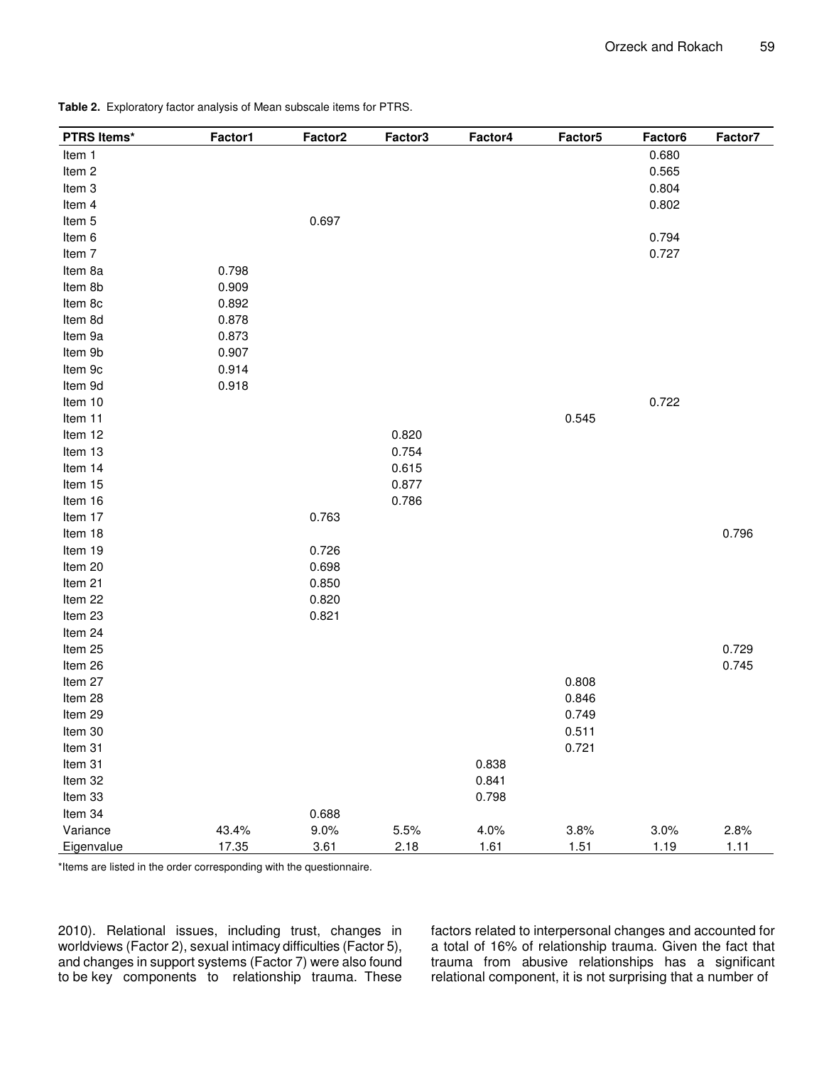**Table 2.** Exploratory factor analysis of Mean subscale items for PTRS.

| PTRS Items* | Factor1 | Factor2 | Factor3 | Factor4 | Factor5 | Factor6 | Factor7 |
|---|---|---|---|---|---|---|---|
| Item 1 | | | | | | 0.680 | |
| Item 2 | | | | | | 0.565 | |
| Item 3 | | | | | | 0.804 | |
| Item 4 | | | | | | 0.802 | |
| Item 5 | | 0.697 | | | | | |
| Item 6 | | | | | | 0.794 | |
| Item 7 | | | | | | 0.727 | |
| Item 8a | 0.798 | | | | | | |
| Item 8b | 0.909 | | | | | | |
| Item 8c | 0.892 | | | | | | |
| Item 8d | 0.878 | | | | | | |
| Item 9a | 0.873 | | | | | | |
| Item 9b | 0.907 | | | | | | |
| Item 9c | 0.914 | | | | | | |
| Item 9d | 0.918 | | | | | | |
| Item 10 | | | | | | 0.722 | |
| Item 11 | | | | | 0.545 | | |
| Item 12 | | | 0.820 | | | | |
| Item 13 | | | 0.754 | | | | |
| Item 14 | | | 0.615 | | | | |
| Item 15 | | | 0.877 | | | | |
| Item 16 | | | 0.786 | | | | |
| Item 17 | | 0.763 | | | | | |
| Item 18 | | | | | | | 0.796 |
| Item 19 | | 0.726 | | | | | |
| Item 20 | | 0.698 | | | | | |
| Item 21 | | 0.850 | | | | | |
| Item 22 | | 0.820 | | | | | |
| Item 23 | | 0.821 | | | | | |
| Item 24 | | | | | | | |
| Item 25 | | | | | | | 0.729 |
| Item 26 | | | | | | | 0.745 |
| Item 27 | | | | | 0.808 | | |
| Item 28 | | | | | 0.846 | | |
| Item 29 | | | | | 0.749 | | |
| Item 30 | | | | | 0.511 | | |
| Item 31 | | | | | 0.721 | | |
| Item 31 | | | | 0.838 | | | |
| Item 32 | | | | 0.841 | | | |
| Item 33 | | | | 0.798 | | | |
| Item 34 | | 0.688 | | | | | |
| Variance | 43.4% | 9.0% | 5.5% | 4.0% | 3.8% | 3.0% | 2.8% |
| Eigenvalue | 17.35 | 3.61 | 2.18 | 1.61 | 1.51 | 1.19 | 1.11 |

*Items are listed in the order corresponding with the questionnaire.

2010). Relational issues, including trust, changes in worldviews (Factor 2), sexual intimacy difficulties (Factor 5), and changes in support systems (Factor 7) were also found to be key components to relationship trauma. These factors related to interpersonal changes and accounted for a total of 16% of relationship trauma. Given the fact that trauma from abusive relationships has a significant relational component, it is not surprising that a number of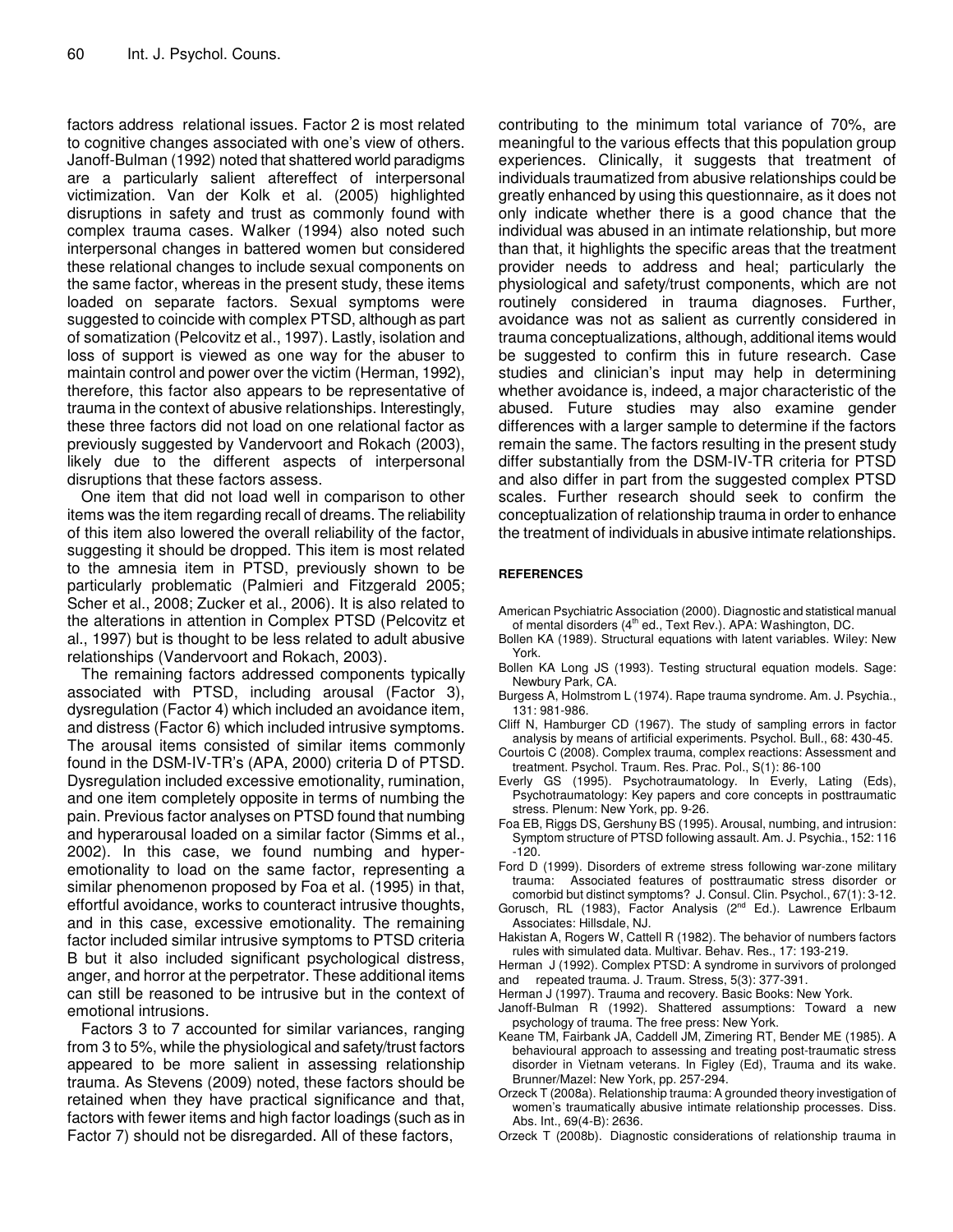factors address relational issues. Factor 2 is most related to cognitive changes associated with one's view of others. Janoff-Bulman (1992) noted that shattered world paradigms are a particularly salient aftereffect of interpersonal victimization. Van der Kolk et al. (2005) highlighted disruptions in safety and trust as commonly found with complex trauma cases. Walker (1994) also noted such interpersonal changes in battered women but considered these relational changes to include sexual components on the same factor, whereas in the present study, these items loaded on separate factors. Sexual symptoms were suggested to coincide with complex PTSD, although as part of somatization (Pelcovitz et al., 1997). Lastly, isolation and loss of support is viewed as one way for the abuser to maintain control and power over the victim (Herman, 1992), therefore, this factor also appears to be representative of trauma in the context of abusive relationships. Interestingly, these three factors did not load on one relational factor as previously suggested by Vandervoort and Rokach (2003), likely due to the different aspects of interpersonal disruptions that these factors assess.

One item that did not load well in comparison to other items was the item regarding recall of dreams. The reliability of this item also lowered the overall reliability of the factor, suggesting it should be dropped. This item is most related to the amnesia item in PTSD, previously shown to be particularly problematic (Palmieri and Fitzgerald 2005; Scher et al., 2008; Zucker et al., 2006). It is also related to the alterations in attention in Complex PTSD (Pelcovitz et al., 1997) but is thought to be less related to adult abusive relationships (Vandervoort and Rokach, 2003).

The remaining factors addressed components typically associated with PTSD, including arousal (Factor 3), dysregulation (Factor 4) which included an avoidance item, and distress (Factor 6) which included intrusive symptoms. The arousal items consisted of similar items commonly found in the DSM-IV-TR's (APA, 2000) criteria D of PTSD. Dysregulation included excessive emotionality, rumination, and one item completely opposite in terms of numbing the pain. Previous factor analyses on PTSD found that numbing and hyperarousal loaded on a similar factor (Simms et al., 2002). In this case, we found numbing and hyper-emotionality to load on the same factor, representing a similar phenomenon proposed by Foa et al. (1995) in that, effortful avoidance, works to counteract intrusive thoughts, and in this case, excessive emotionality. The remaining factor included similar intrusive symptoms to PTSD criteria B but it also included significant psychological distress, anger, and horror at the perpetrator. These additional items can still be reasoned to be intrusive but in the context of emotional intrusions.

Factors 3 to 7 accounted for similar variances, ranging from 3 to 5%, while the physiological and safety/trust factors appeared to be more salient in assessing relationship trauma. As Stevens (2009) noted, these factors should be retained when they have practical significance and that, factors with fewer items and high factor loadings (such as in Factor 7) should not be disregarded. All of these factors, contributing to the minimum total variance of 70%, are meaningful to the various effects that this population group experiences. Clinically, it suggests that treatment of individuals traumatized from abusive relationships could be greatly enhanced by using this questionnaire, as it does not only indicate whether there is a good chance that the individual was abused in an intimate relationship, but more than that, it highlights the specific areas that the treatment provider needs to address and heal; particularly the physiological and safety/trust components, which are not routinely considered in trauma diagnoses. Further, avoidance was not as salient as currently considered in trauma conceptualizations, although, additional items would be suggested to confirm this in future research. Case studies and clinician's input may help in determining whether avoidance is, indeed, a major characteristic of the abused. Future studies may also examine gender differences with a larger sample to determine if the factors remain the same. The factors resulting in the present study differ substantially from the DSM-IV-TR criteria for PTSD and also differ in part from the suggested complex PTSD scales. Further research should seek to confirm the conceptualization of relationship trauma in order to enhance the treatment of individuals in abusive intimate relationships.

## REFERENCES

American Psychiatric Association (2000). Diagnostic and statistical manual of mental disorders (4th ed., Text Rev.). APA: Washington, DC.

Bollen KA (1989). Structural equations with latent variables. Wiley: New York.

Bollen KA Long JS (1993). Testing structural equation models. Sage: Newbury Park, CA.

Burgess A, Holmstrom L (1974). Rape trauma syndrome. Am. J. Psychia., 131: 981-986.

Cliff N, Hamburger CD (1967). The study of sampling errors in factor analysis by means of artificial experiments. Psychol. Bull., 68: 430-45.

Courtois C (2008). Complex trauma, complex reactions: Assessment and treatment. Psychol. Traum. Res. Prac. Pol., S(1): 86-100

Everly GS (1995). Psychotraumatology. In Everly, Lating (Eds), Psychotraumatology: Key papers and core concepts in posttraumatic stress. Plenum: New York, pp. 9-26.

Foa EB, Riggs DS, Gershuny BS (1995). Arousal, numbing, and intrusion: Symptom structure of PTSD following assault. Am. J. Psychia., 152: 116 -120.

Ford D (1999). Disorders of extreme stress following war-zone military trauma: Associated features of posttraumatic stress disorder or comorbid but distinct symptoms? J. Consul. Clin. Psychol., 67(1): 3-12.

Gorusch, RL (1983), Factor Analysis (2nd Ed.). Lawrence Erlbaum Associates: Hillsdale, NJ.

Hakistan A, Rogers W, Cattell R (1982). The behavior of numbers factors rules with simulated data. Multivar. Behav. Res., 17: 193-219.

Herman J (1992). Complex PTSD: A syndrome in survivors of prolonged and repeated trauma. J. Traum. Stress, 5(3): 377-391.

Herman J (1997). Trauma and recovery. Basic Books: New York.

Janoff-Bulman R (1992). Shattered assumptions: Toward a new psychology of trauma. The free press: New York.

Keane TM, Fairbank JA, Caddell JM, Zimering RT, Bender ME (1985). A behavioural approach to assessing and treating post-traumatic stress disorder in Vietnam veterans. In Figley (Ed), Trauma and its wake. Brunner/Mazel: New York, pp. 257-294.

Orzeck T (2008a). Relationship trauma: A grounded theory investigation of women's traumatically abusive intimate relationship processes. Diss. Abs. Int., 69(4-B): 2636.

Orzeck T (2008b). Diagnostic considerations of relationship trauma in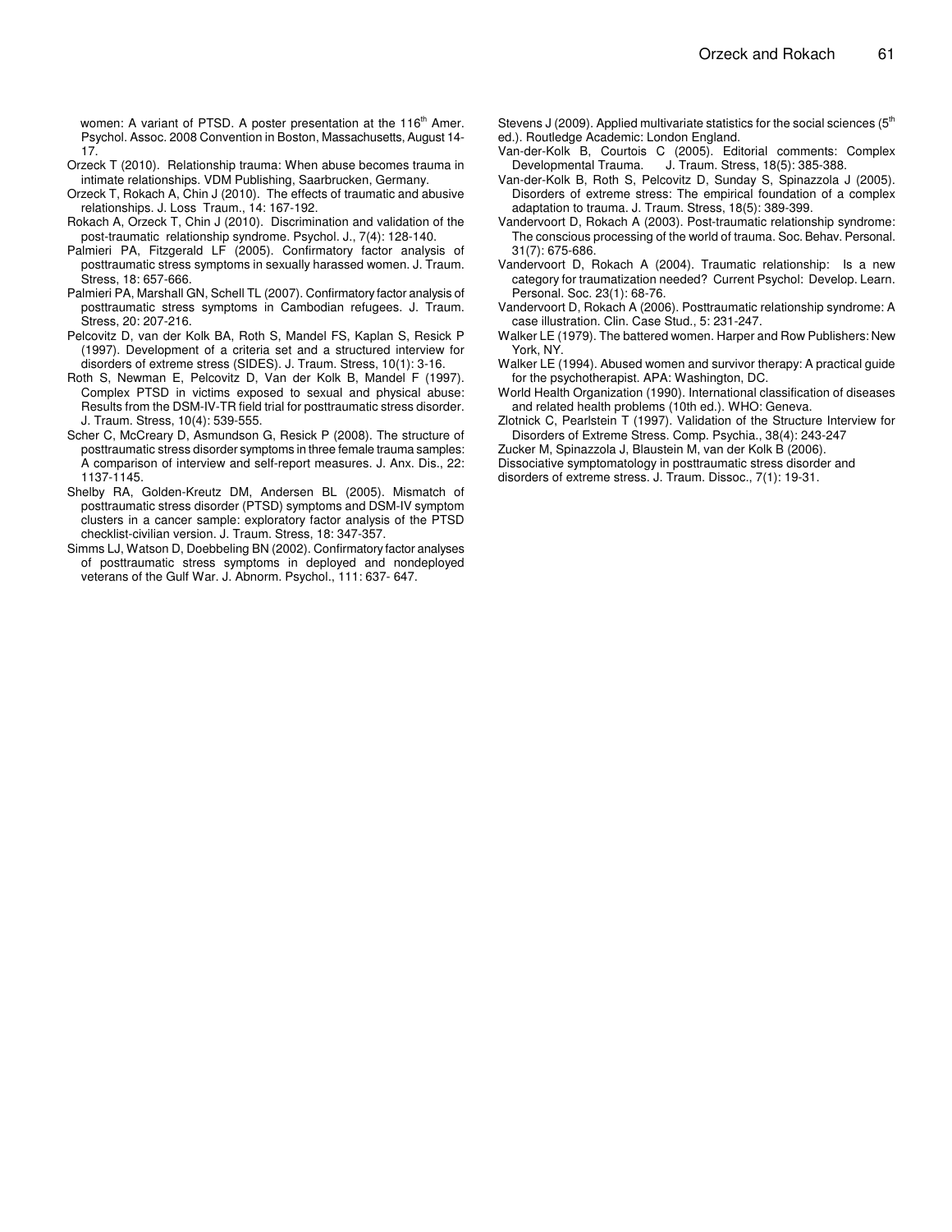women: A variant of PTSD. A poster presentation at the 116th Amer. Psychol. Assoc. 2008 Convention in Boston, Massachusetts, August 14-17.

Orzeck T (2010). Relationship trauma: When abuse becomes trauma in intimate relationships. VDM Publishing, Saarbrucken, Germany.

Orzeck T, Rokach A, Chin J (2010). The effects of traumatic and abusive relationships. J. Loss Traum., 14: 167-192.

Rokach A, Orzeck T, Chin J (2010). Discrimination and validation of the post-traumatic relationship syndrome. Psychol. J., 7(4): 128-140.

Palmieri PA, Fitzgerald LF (2005). Confirmatory factor analysis of posttraumatic stress symptoms in sexually harassed women. J. Traum. Stress, 18: 657-666.

Palmieri PA, Marshall GN, Schell TL (2007). Confirmatory factor analysis of posttraumatic stress symptoms in Cambodian refugees. J. Traum. Stress, 20: 207-216.

Pelcovitz D, van der Kolk BA, Roth S, Mandel FS, Kaplan S, Resick P (1997). Development of a criteria set and a structured interview for disorders of extreme stress (SIDES). J. Traum. Stress, 10(1): 3-16.

Roth S, Newman E, Pelcovitz D, Van der Kolk B, Mandel F (1997). Complex PTSD in victims exposed to sexual and physical abuse: Results from the DSM-IV-TR field trial for posttraumatic stress disorder. J. Traum. Stress, 10(4): 539-555.

Scher C, McCreary D, Asmundson G, Resick P (2008). The structure of posttraumatic stress disorder symptoms in three female trauma samples: A comparison of interview and self-report measures. J. Anx. Dis., 22: 1137-1145.

Shelby RA, Golden-Kreutz DM, Andersen BL (2005). Mismatch of posttraumatic stress disorder (PTSD) symptoms and DSM-IV symptom clusters in a cancer sample: exploratory factor analysis of the PTSD checklist-civilian version. J. Traum. Stress, 18: 347-357.

Simms LJ, Watson D, Doebbeling BN (2002). Confirmatory factor analyses of posttraumatic stress symptoms in deployed and nondeployed veterans of the Gulf War. J. Abnorm. Psychol., 111: 637- 647.

Stevens J (2009). Applied multivariate statistics for the social sciences (5th ed.). Routledge Academic: London England.

Van-der-Kolk B, Courtois C (2005). Editorial comments: Complex Developmental Trauma. J. Traum. Stress, 18(5): 385-388.

Van-der-Kolk B, Roth S, Pelcovitz D, Sunday S, Spinazzola J (2005). Disorders of extreme stress: The empirical foundation of a complex adaptation to trauma. J. Traum. Stress, 18(5): 389-399.

Vandervoort D, Rokach A (2003). Post-traumatic relationship syndrome: The conscious processing of the world of trauma. Soc. Behav. Personal. 31(7): 675-686.

Vandervoort D, Rokach A (2004). Traumatic relationship: Is a new category for traumatization needed? Current Psychol: Develop. Learn. Personal. Soc. 23(1): 68-76.

Vandervoort D, Rokach A (2006). Posttraumatic relationship syndrome: A case illustration. Clin. Case Stud., 5: 231-247.

Walker LE (1979). The battered women. Harper and Row Publishers: New York, NY.

Walker LE (1994). Abused women and survivor therapy: A practical guide for the psychotherapist. APA: Washington, DC.

World Health Organization (1990). International classification of diseases and related health problems (10th ed.). WHO: Geneva.

Zlotnick C, Pearlstein T (1997). Validation of the Structure Interview for Disorders of Extreme Stress. Comp. Psychia., 38(4): 243-247

Zucker M, Spinazzola J, Blaustein M, van der Kolk B (2006). Dissociative symptomatology in posttraumatic stress disorder and disorders of extreme stress. J. Traum. Dissoc., 7(1): 19-31.